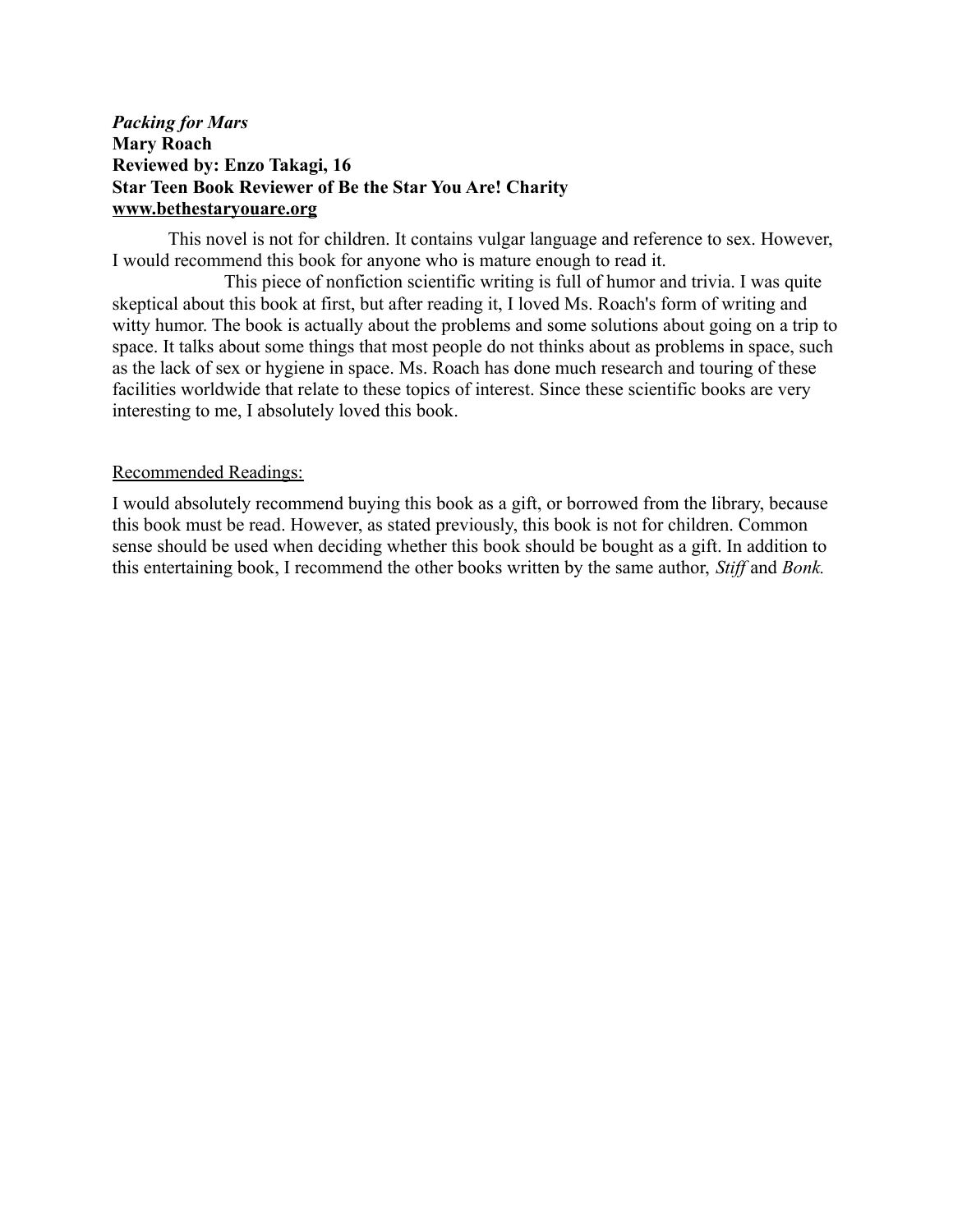***Packing for Mars***
**Mary Roach**
**Reviewed by: Enzo Takagi, 16**
**Star Teen Book Reviewer of Be the Star You Are! Charity**
**<u>www.bethestaryouare.org</u>**

This novel is not for children. It contains vulgar language and reference to sex. However, I would recommend this book for anyone who is mature enough to read it.

This piece of nonfiction scientific writing is full of humor and trivia. I was quite skeptical about this book at first, but after reading it, I loved Ms. Roach's form of writing and witty humor. The book is actually about the problems and some solutions about going on a trip to space. It talks about some things that most people do not thinks about as problems in space, such as the lack of sex or hygiene in space. Ms. Roach has done much research and touring of these facilities worldwide that relate to these topics of interest. Since these scientific books are very interesting to me, I absolutely loved this book.

<u>Recommended Readings:</u>

I would absolutely recommend buying this book as a gift, or borrowed from the library, because this book must be read. However, as stated previously, this book is not for children. Common sense should be used when deciding whether this book should be bought as a gift. In addition to this entertaining book, I recommend the other books written by the same author, *Stiff* and *Bonk.*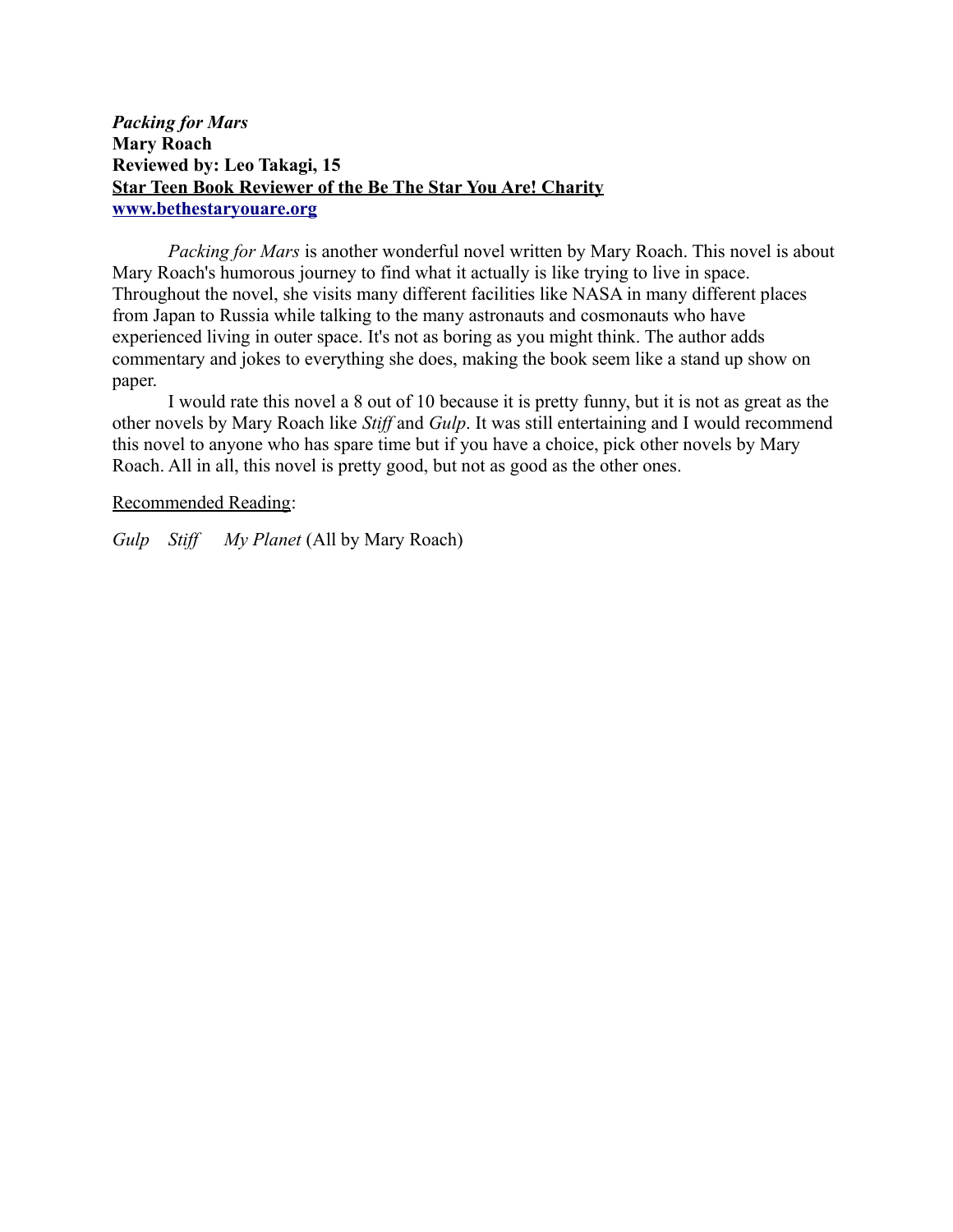***Packing for Mars***
**Mary Roach**
**Reviewed by: Leo Takagi, 15**
**Star Teen Book Reviewer of the Be The Star You Are! Charity**
**www.bethestaryouare.org**

*Packing for Mars* is another wonderful novel written by Mary Roach. This novel is about Mary Roach's humorous journey to find what it actually is like trying to live in space. Throughout the novel, she visits many different facilities like NASA in many different places from Japan to Russia while talking to the many astronauts and cosmonauts who have experienced living in outer space. It's not as boring as you might think. The author adds commentary and jokes to everything she does, making the book seem like a stand up show on paper.

I would rate this novel a 8 out of 10 because it is pretty funny, but it is not as great as the other novels by Mary Roach like *Stiff* and *Gulp*. It was still entertaining and I would recommend this novel to anyone who has spare time but if you have a choice, pick other novels by Mary Roach. All in all, this novel is pretty good, but not as good as the other ones.

Recommended Reading:

*Gulp* *Stiff* *My Planet* (All by Mary Roach)